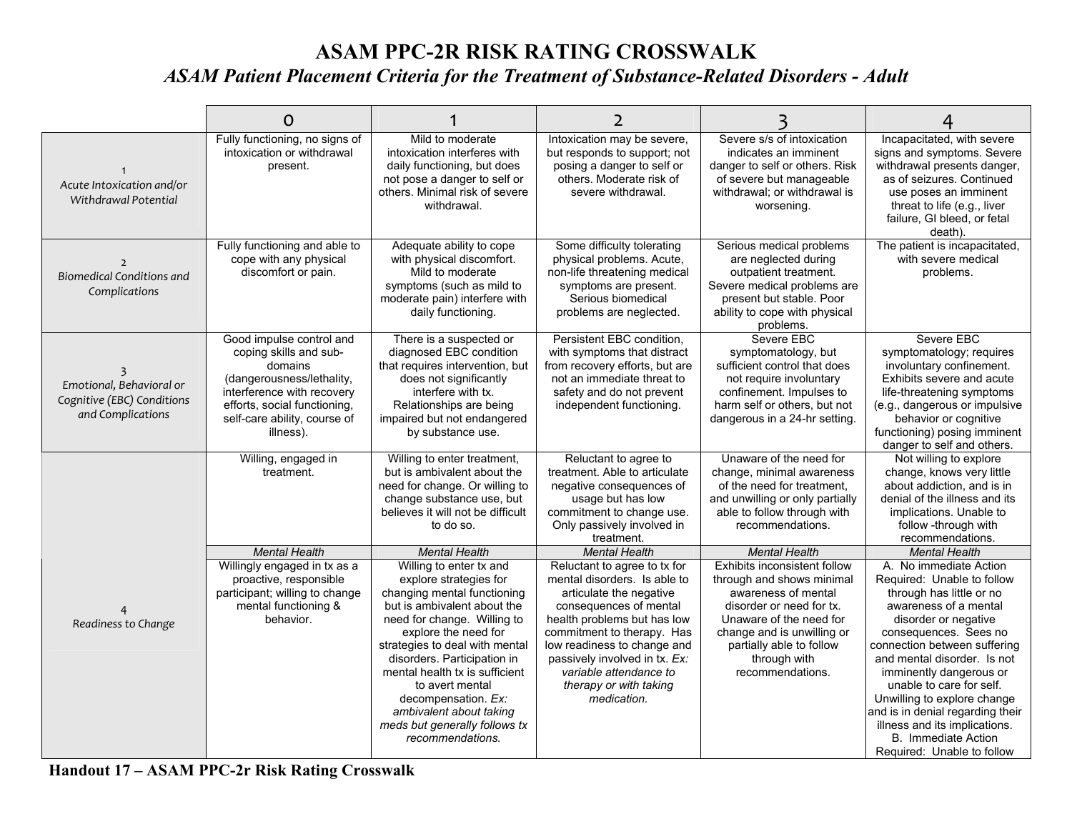# ASAM PPC-2R RISK RATING CROSSWALK

## *ASAM Patient Placement Criteria for the Treatment of Substance-Related Disorders - Adult*

| | 0 | 1 | 2 | 3 | 4 |
|---|---|---|---|---|---|
| 1<br>*Acute Intoxication and/or Withdrawal Potential* | Fully functioning, no signs of intoxication or withdrawal present. | Mild to moderate intoxication interferes with daily functioning, but does not pose a danger to self or others. Minimal risk of severe withdrawal. | Intoxication may be severe, but responds to support; not posing a danger to self or others. Moderate risk of severe withdrawal. | Severe s/s of intoxication indicates an imminent danger to self or others. Risk of severe but manageable withdrawal; or withdrawal is worsening. | Incapacitated, with severe signs and symptoms. Severe withdrawal presents danger, as of seizures. Continued use poses an imminent threat to life (e.g., liver failure, GI bleed, or fetal death). |
| 2<br>*Biomedical Conditions and Complications* | Fully functioning and able to cope with any physical discomfort or pain. | Adequate ability to cope with physical discomfort. Mild to moderate symptoms (such as mild to moderate pain) interfere with daily functioning. | Some difficulty tolerating physical problems. Acute, non-life threatening medical symptoms are present. Serious biomedical problems are neglected. | Serious medical problems are neglected during outpatient treatment. Severe medical problems are present but stable. Poor ability to cope with physical problems. | The patient is incapacitated, with severe medical problems. |
| 3<br>*Emotional, Behavioral or Cognitive (EBC) Conditions and Complications* | Good impulse control and coping skills and sub-domains (dangerousness/lethality, interference with recovery efforts, social functioning, self-care ability, course of illness). | There is a suspected or diagnosed EBC condition that requires intervention, but does not significantly interfere with tx. Relationships are being impaired but not endangered by substance use. | Persistent EBC condition, with symptoms that distract from recovery efforts, but are not an immediate threat to safety and do not prevent independent functioning. | Severe EBC symptomatology, but sufficient control that does not require involuntary confinement. Impulses to harm self or others, but not dangerous in a 24-hr setting. | Severe EBC symptomatology; requires involuntary confinement. Exhibits severe and acute life-threatening symptoms (e.g., dangerous or impulsive behavior or cognitive functioning) posing imminent danger to self and others. |
| 4<br>*Readiness to Change* | Willing, engaged in treatment. | Willing to enter treatment, but is ambivalent about the need for change. Or willing to change substance use, but believes it will not be difficult to do so. | Reluctant to agree to treatment. Able to articulate negative consequences of usage but has low commitment to change use. Only passively involved in treatment. | Unaware of the need for change, minimal awareness of the need for treatment, and unwilling or only partially able to follow through with recommendations. | Not willing to explore change, knows very little about addiction, and is in denial of the illness and its implications. Unable to follow -through with recommendations. |
| | *Mental Health* | *Mental Health* | *Mental Health* | *Mental Health* | *Mental Health* |
| | Willingly engaged in tx as a proactive, responsible participant; willing to change mental functioning & behavior. | Willing to enter tx and explore strategies for changing mental functioning but is ambivalent about the need for change. Willing to explore the need for strategies to deal with mental disorders. Participation in mental health tx is sufficient to avert mental decompensation. *Ex: ambivalent about taking meds but generally follows tx recommendations.* | Reluctant to agree to tx for mental disorders. Is able to articulate the negative consequences of mental health problems but has low commitment to therapy. Has low readiness to change and passively involved in tx. *Ex: variable attendance to therapy or with taking medication.* | Exhibits inconsistent follow through and shows minimal awareness of mental disorder or need for tx. Unaware of the need for change and is unwilling or partially able to follow through with recommendations. | A. No immediate Action Required: Unable to follow through has little or no awareness of a mental disorder or negative consequences. Sees no connection between suffering and mental disorder. Is not imminently dangerous or unable to care for self. Unwilling to explore change and is in denial regarding their illness and its implications.<br>B. Immediate Action Required: Unable to follow |

**Handout 17 – ASAM PPC-2r Risk Rating Crosswalk**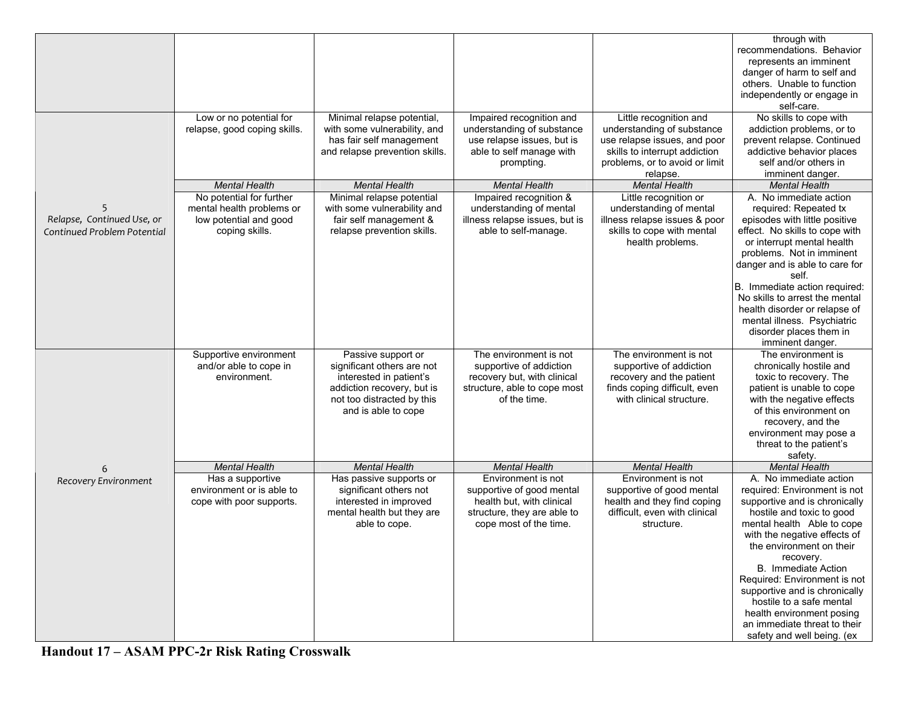| | | | | | |
|---|---|---|---|---|---|
| | | | | | through with recommendations. Behavior represents an imminent danger of harm to self and others. Unable to function independently or engage in self-care. |
| 5<br>*Relapse, Continued Use, or Continued Problem Potential* | Low or no potential for relapse, good coping skills. | Minimal relapse potential, with some vulnerability, and has fair self management and relapse prevention skills. | Impaired recognition and understanding of substance use relapse issues, but is able to self manage with prompting. | Little recognition and understanding of substance use relapse issues, and poor skills to interrupt addiction problems, or to avoid or limit relapse. | No skills to cope with addiction problems, or to prevent relapse. Continued addictive behavior places self and/or others in imminent danger. |
| | *Mental Health* | *Mental Health* | *Mental Health* | *Mental Health* | *Mental Health* |
| | No potential for further mental health problems or low potential and good coping skills. | Minimal relapse potential with some vulnerability and fair self management & relapse prevention skills. | Impaired recognition & understanding of mental illness relapse issues, but is able to self-manage. | Little recognition or understanding of mental illness relapse issues & poor skills to cope with mental health problems. | A. No immediate action required: Repeated tx episodes with little positive effect. No skills to cope with or interrupt mental health problems. Not in imminent danger and is able to care for self.<br>B. Immediate action required: No skills to arrest the mental health disorder or relapse of mental illness. Psychiatric disorder places them in imminent danger. |
| 6<br>*Recovery Environment* | Supportive environment and/or able to cope in environment. | Passive support or significant others are not interested in patient's addiction recovery, but is not too distracted by this and is able to cope | The environment is not supportive of addiction recovery but, with clinical structure, able to cope most of the time. | The environment is not supportive of addiction recovery and the patient finds coping difficult, even with clinical structure. | The environment is chronically hostile and toxic to recovery. The patient is unable to cope with the negative effects of this environment on recovery, and the environment may pose a threat to the patient's safety. |
| | *Mental Health* | *Mental Health* | *Mental Health* | *Mental Health* | *Mental Health* |
| | Has a supportive environment or is able to cope with poor supports. | Has passive supports or significant others not interested in improved mental health but they are able to cope. | Environment is not supportive of good mental health but, with clinical structure, they are able to cope most of the time. | Environment is not supportive of good mental health and they find coping difficult, even with clinical structure. | A. No immediate action required: Environment is not supportive and is chronically hostile and toxic to good mental health Able to cope with the negative effects of the environment on their recovery.<br>B. Immediate Action Required: Environment is not supportive and is chronically hostile to a safe mental health environment posing an immediate threat to their safety and well being. (ex |

**Handout 17 – ASAM PPC-2r Risk Rating Crosswalk**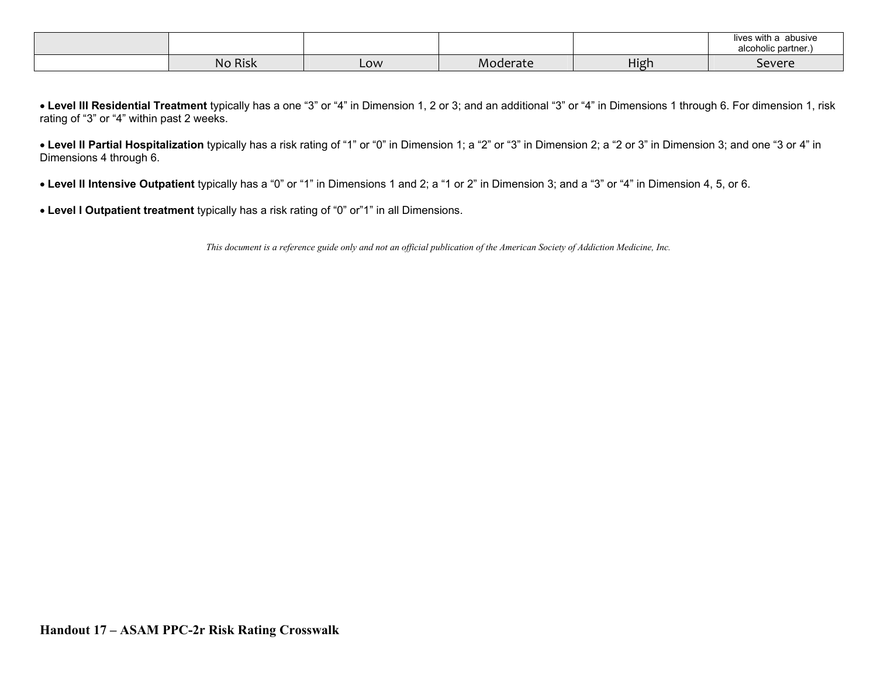| | | | | | |
|---|---|---|---|---|---|
| | | | | | lives with a abusive alcoholic partner.) |
| | No Risk | Low | Moderate | High | Severe |

- **Level III Residential Treatment** typically has a one “3” or “4” in Dimension 1, 2 or 3; and an additional “3” or “4” in Dimensions 1 through 6. For dimension 1, risk rating of “3” or “4” within past 2 weeks.

- **Level II Partial Hospitalization** typically has a risk rating of “1” or “0” in Dimension 1; a “2” or “3” in Dimension 2; a “2 or 3” in Dimension 3; and one “3 or 4” in Dimensions 4 through 6.

- **Level II Intensive Outpatient** typically has a “0” or “1” in Dimensions 1 and 2; a “1 or 2” in Dimension 3; and a “3” or “4” in Dimension 4, 5, or 6.

- **Level I Outpatient treatment** typically has a risk rating of “0” or”1” in all Dimensions.

*This document is a reference guide only and not an official publication of the American Society of Addiction Medicine, Inc.*

**Handout 17 – ASAM PPC-2r Risk Rating Crosswalk**